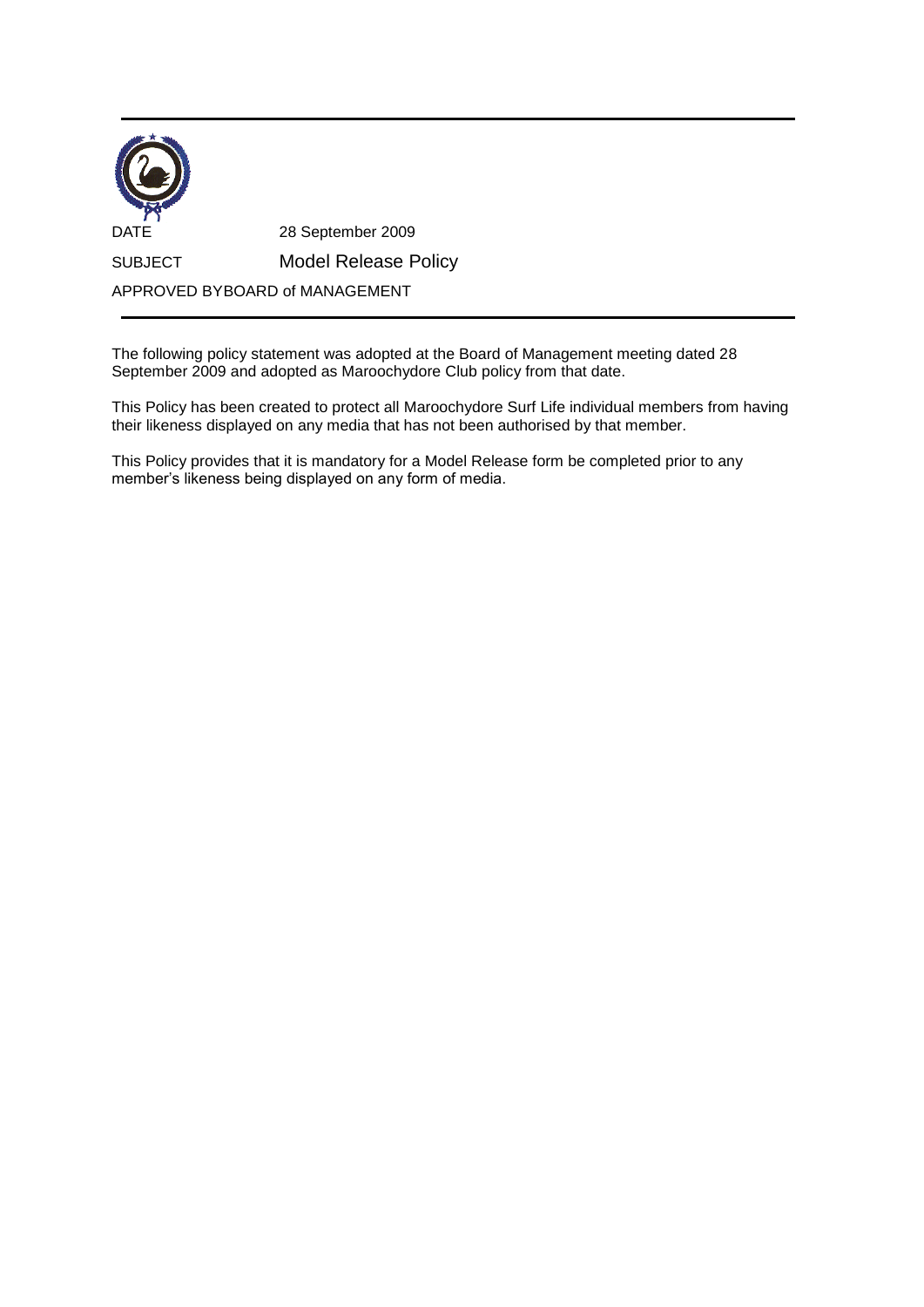DATE 28 September 2009

SUBJECT Model Release Policy

APPROVED BYBOARD of MANAGEMENT

---

The following policy statement was adopted at the Board of Management meeting dated 28 September 2009 and adopted as Maroochydore Club policy from that date.

This Policy has been created to protect all Maroochydore Surf Life individual members from having their likeness displayed on any media that has not been authorised by that member.

This Policy provides that it is mandatory for a Model Release form be completed prior to any member's likeness being displayed on any form of media.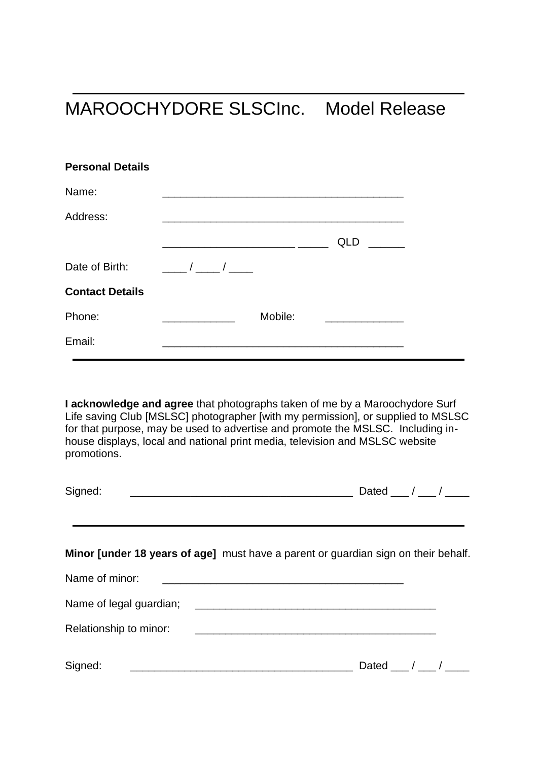# MAROOCHYDORE SLSCInc. Model Release

**Personal Details**

Name: ________________________________________

Address: ________________________________________

______________________ _____ QLD ______

Date of Birth: ____ / ____ / ____

**Contact Details**

Phone: ____________ Mobile: _____________

Email: ________________________________________

---

**I acknowledge and agree** that photographs taken of me by a Maroochydore Surf Life saving Club [MSLSC] photographer [with my permission], or supplied to MSLSC for that purpose, may be used to advertise and promote the MSLSC. Including in-house displays, local and national print media, television and MSLSC website promotions.

Signed: _____________________________________ Dated ___ / ___ / ____

---

**Minor [under 18 years of age]** must have a parent or guardian sign on their behalf.

Name of minor: ________________________________________

Name of legal guardian; ________________________________________

Relationship to minor: ________________________________________

Signed: _____________________________________ Dated ___ / ___ / ____